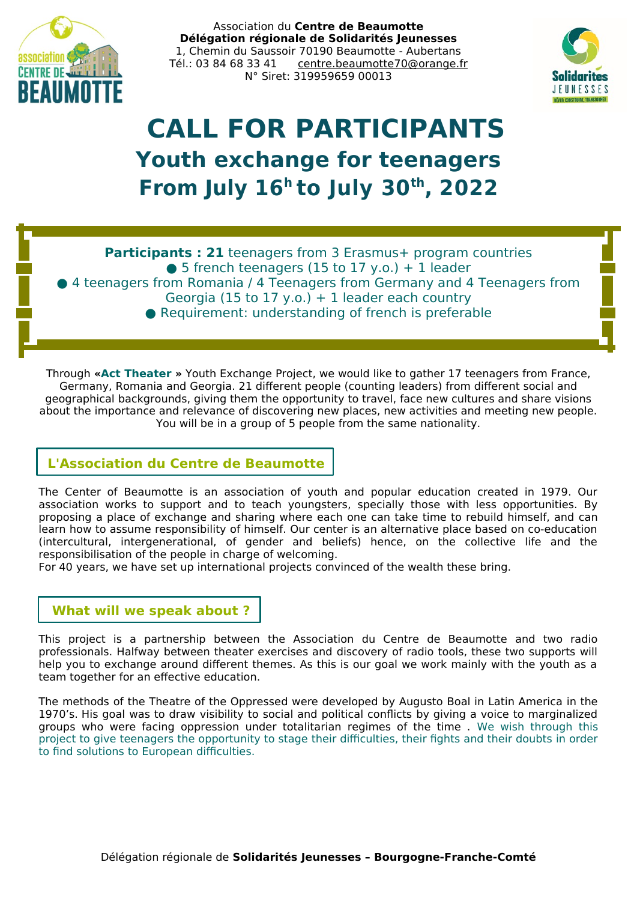Association du **Centre de Beaumotte**
**Délégation régionale de Solidarités Jeunesses**
1, Chemin du Saussoir 70190 Beaumotte - Aubertans
Tél.: 03 84 68 33 41 centre.beaumotte70@orange.fr
N° Siret: 319959659 00013

# CALL FOR PARTICIPANTS

## Youth exchange for teenagers

## From July 16h to July 30th, 2022

**Participants : 21** teenagers from 3 Erasmus+ program countries
● 5 french teenagers (15 to 17 y.o.) + 1 leader
● 4 teenagers from Romania / 4 Teenagers from Germany and 4 Teenagers from Georgia (15 to 17 y.o.) + 1 leader each country
● Requirement: understanding of french is preferable

Through «**Act Theater** » Youth Exchange Project, we would like to gather 17 teenagers from France, Germany, Romania and Georgia. 21 different people (counting leaders) from different social and geographical backgrounds, giving them the opportunity to travel, face new cultures and share visions about the importance and relevance of discovering new places, new activities and meeting new people. You will be in a group of 5 people from the same nationality.

### L'Association du Centre de Beaumotte

The Center of Beaumotte is an association of youth and popular education created in 1979. Our association works to support and to teach youngsters, specially those with less opportunities. By proposing a place of exchange and sharing where each one can take time to rebuild himself, and can learn how to assume responsibility of himself. Our center is an alternative place based on co-education (intercultural, intergenerational, of gender and beliefs) hence, on the collective life and the responsibilisation of the people in charge of welcoming.
For 40 years, we have set up international projects convinced of the wealth these bring.

### What will we speak about ?

This project is a partnership between the Association du Centre de Beaumotte and two radio professionals. Halfway between theater exercises and discovery of radio tools, these two supports will help you to exchange around different themes. As this is our goal we work mainly with the youth as a team together for an effective education.

The methods of the Theatre of the Oppressed were developed by Augusto Boal in Latin America in the 1970's. His goal was to draw visibility to social and political conflicts by giving a voice to marginalized groups who were facing oppression under totalitarian regimes of the time . We wish through this project to give teenagers the opportunity to stage their difficulties, their fights and their doubts in order to find solutions to European difficulties.

Délégation régionale de **Solidarités Jeunesses – Bourgogne-Franche-Comté**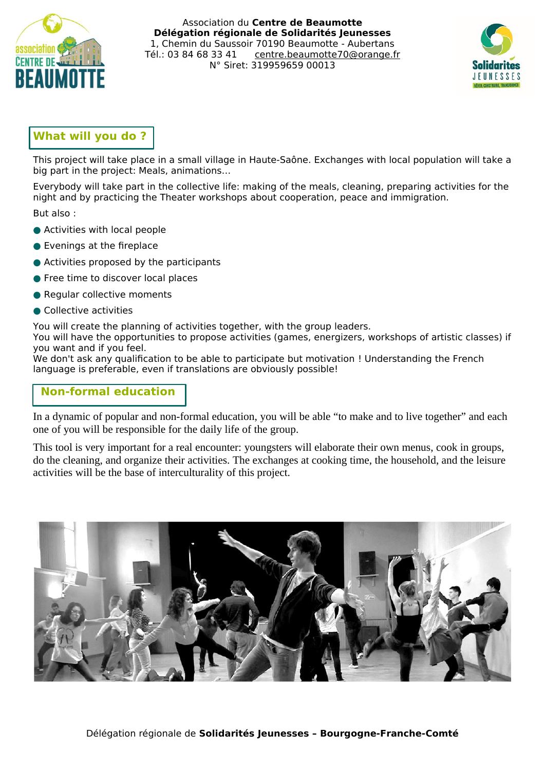Association du **Centre de Beaumotte**
**Délégation régionale de Solidarités Jeunesses**
1, Chemin du Saussoir 70190 Beaumotte - Aubertans
Tél.: 03 84 68 33 41 centre.beaumotte70@orange.fr
N° Siret: 319959659 00013

## What will you do ?

This project will take place in a small village in Haute-Saône. Exchanges with local population will take a big part in the project: Meals, animations…

Everybody will take part in the collective life: making of the meals, cleaning, preparing activities for the night and by practicing the Theater workshops about cooperation, peace and immigration.

But also :

- Activities with local people
- Evenings at the fireplace
- Activities proposed by the participants
- Free time to discover local places
- Regular collective moments
- Collective activities

You will create the planning of activities together, with the group leaders.
You will have the opportunities to propose activities (games, energizers, workshops of artistic classes) if you want and if you feel.
We don't ask any qualification to be able to participate but motivation ! Understanding the French language is preferable, even if translations are obviously possible!

## Non-formal education

In a dynamic of popular and non-formal education, you will be able “to make and to live together” and each one of you will be responsible for the daily life of the group.

This tool is very important for a real encounter: youngsters will elaborate their own menus, cook in groups, do the cleaning, and organize their activities. The exchanges at cooking time, the household, and the leisure activities will be the base of interculturality of this project.

Délégation régionale de **Solidarités Jeunesses – Bourgogne-Franche-Comté**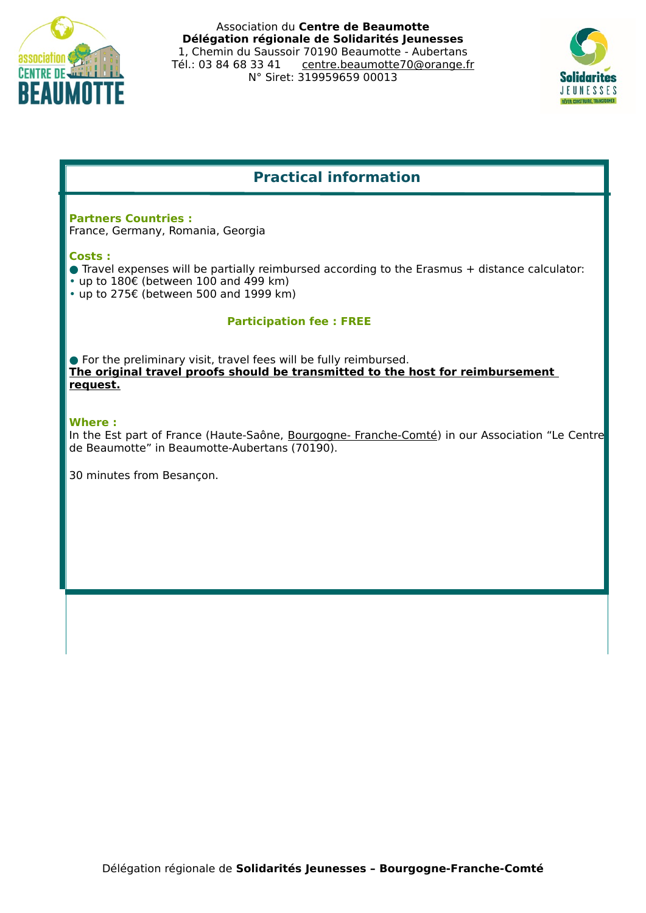Association du **Centre de Beaumotte**
**Délégation régionale de Solidarités Jeunesses**
1, Chemin du Saussoir 70190 Beaumotte - Aubertans
Tél.: 03 84 68 33 41 centre.beaumotte70@orange.fr
N° Siret: 319959659 00013

## Practical information

**Partners Countries :**
France, Germany, Romania, Georgia

**Costs :**

● Travel expenses will be partially reimbursed according to the Erasmus + distance calculator:
- up to 180€ (between 100 and 499 km)
- up to 275€ (between 500 and 1999 km)

**Participation fee : FREE**

● For the preliminary visit, travel fees will be fully reimbursed.
**The original travel proofs should be transmitted to the host for reimbursement request.**

**Where :**
In the Est part of France (Haute-Saône, Bourgogne- Franche-Comté) in our Association "Le Centre de Beaumotte" in Beaumotte-Aubertans (70190).

30 minutes from Besançon.

Délégation régionale de **Solidarités Jeunesses – Bourgogne-Franche-Comté**